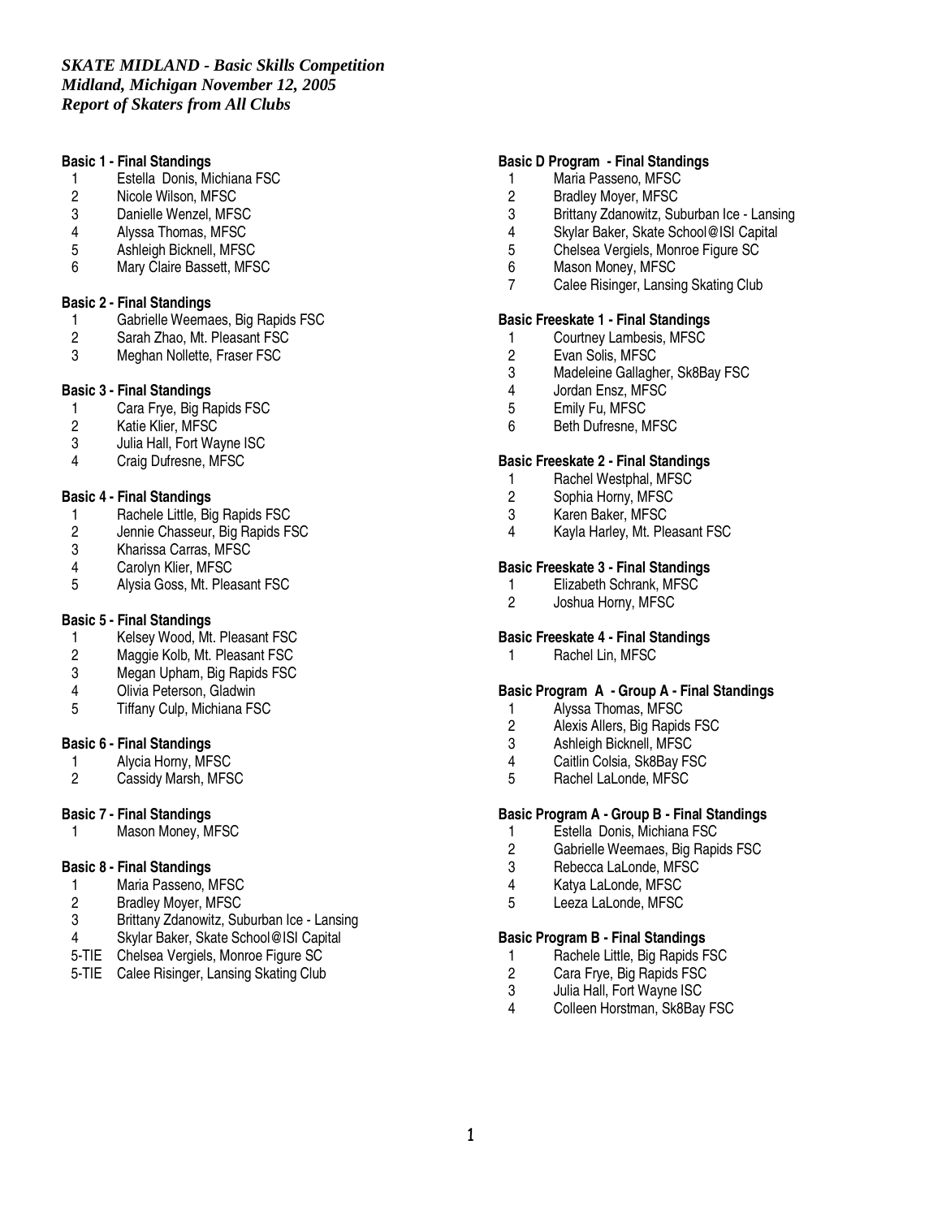***SKATE MIDLAND - Basic Skills Competition***
***Midland, Michigan November 12, 2005***
***Report of Skaters from All Clubs***

**Basic 1 - Final Standings**

1 Estella Donis, Michiana FSC
2 Nicole Wilson, MFSC
3 Danielle Wenzel, MFSC
4 Alyssa Thomas, MFSC
5 Ashleigh Bicknell, MFSC
6 Mary Claire Bassett, MFSC

**Basic 2 - Final Standings**

1 Gabrielle Weemaes, Big Rapids FSC
2 Sarah Zhao, Mt. Pleasant FSC
3 Meghan Nollette, Fraser FSC

**Basic 3 - Final Standings**

1 Cara Frye, Big Rapids FSC
2 Katie Klier, MFSC
3 Julia Hall, Fort Wayne ISC
4 Craig Dufresne, MFSC

**Basic 4 - Final Standings**

1 Rachele Little, Big Rapids FSC
2 Jennie Chasseur, Big Rapids FSC
3 Kharissa Carras, MFSC
4 Carolyn Klier, MFSC
5 Alysia Goss, Mt. Pleasant FSC

**Basic 5 - Final Standings**

1 Kelsey Wood, Mt. Pleasant FSC
2 Maggie Kolb, Mt. Pleasant FSC
3 Megan Upham, Big Rapids FSC
4 Olivia Peterson, Gladwin
5 Tiffany Culp, Michiana FSC

**Basic 6 - Final Standings**

1 Alycia Horny, MFSC
2 Cassidy Marsh, MFSC

**Basic 7 - Final Standings**

1 Mason Money, MFSC

**Basic 8 - Final Standings**

1 Maria Passeno, MFSC
2 Bradley Moyer, MFSC
3 Brittany Zdanowitz, Suburban Ice - Lansing
4 Skylar Baker, Skate School@ISI Capital
5-TIE Chelsea Vergiels, Monroe Figure SC
5-TIE Calee Risinger, Lansing Skating Club

**Basic D Program - Final Standings**

1 Maria Passeno, MFSC
2 Bradley Moyer, MFSC
3 Brittany Zdanowitz, Suburban Ice - Lansing
4 Skylar Baker, Skate School@ISI Capital
5 Chelsea Vergiels, Monroe Figure SC
6 Mason Money, MFSC
7 Calee Risinger, Lansing Skating Club

**Basic Freeskate 1 - Final Standings**

1 Courtney Lambesis, MFSC
2 Evan Solis, MFSC
3 Madeleine Gallagher, Sk8Bay FSC
4 Jordan Ensz, MFSC
5 Emily Fu, MFSC
6 Beth Dufresne, MFSC

**Basic Freeskate 2 - Final Standings**

1 Rachel Westphal, MFSC
2 Sophia Horny, MFSC
3 Karen Baker, MFSC
4 Kayla Harley, Mt. Pleasant FSC

**Basic Freeskate 3 - Final Standings**

1 Elizabeth Schrank, MFSC
2 Joshua Horny, MFSC

**Basic Freeskate 4 - Final Standings**

1 Rachel Lin, MFSC

**Basic Program A - Group A - Final Standings**

1 Alyssa Thomas, MFSC
2 Alexis Allers, Big Rapids FSC
3 Ashleigh Bicknell, MFSC
4 Caitlin Colsia, Sk8Bay FSC
5 Rachel LaLonde, MFSC

**Basic Program A - Group B - Final Standings**

1 Estella Donis, Michiana FSC
2 Gabrielle Weemaes, Big Rapids FSC
3 Rebecca LaLonde, MFSC
4 Katya LaLonde, MFSC
5 Leeza LaLonde, MFSC

**Basic Program B - Final Standings**

1 Rachele Little, Big Rapids FSC
2 Cara Frye, Big Rapids FSC
3 Julia Hall, Fort Wayne ISC
4 Colleen Horstman, Sk8Bay FSC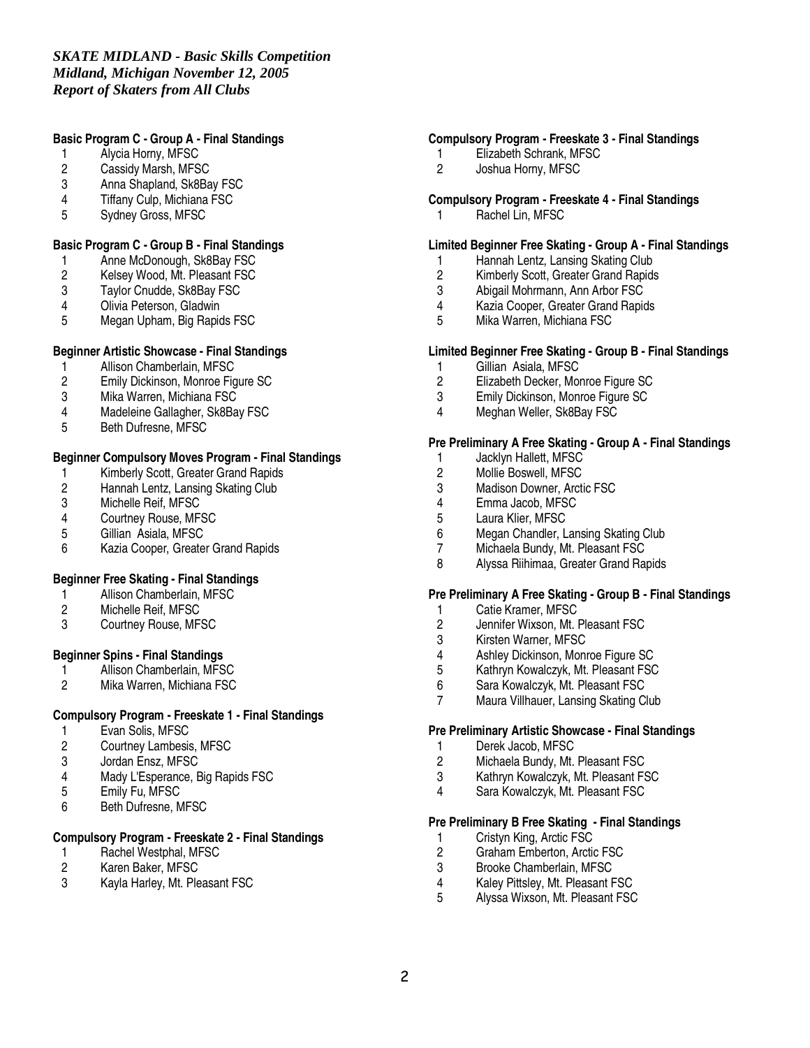*SKATE MIDLAND - Basic Skills Competition*
*Midland, Michigan November 12, 2005*
*Report of Skaters from All Clubs*

**Basic Program C - Group A - Final Standings**

1. Alycia Horny, MFSC
2. Cassidy Marsh, MFSC
3. Anna Shapland, Sk8Bay FSC
4. Tiffany Culp, Michiana FSC
5. Sydney Gross, MFSC

**Basic Program C - Group B - Final Standings**

1. Anne McDonough, Sk8Bay FSC
2. Kelsey Wood, Mt. Pleasant FSC
3. Taylor Cnudde, Sk8Bay FSC
4. Olivia Peterson, Gladwin
5. Megan Upham, Big Rapids FSC

**Beginner Artistic Showcase - Final Standings**

1. Allison Chamberlain, MFSC
2. Emily Dickinson, Monroe Figure SC
3. Mika Warren, Michiana FSC
4. Madeleine Gallagher, Sk8Bay FSC
5. Beth Dufresne, MFSC

**Beginner Compulsory Moves Program - Final Standings**

1. Kimberly Scott, Greater Grand Rapids
2. Hannah Lentz, Lansing Skating Club
3. Michelle Reif, MFSC
4. Courtney Rouse, MFSC
5. Gillian Asiala, MFSC
6. Kazia Cooper, Greater Grand Rapids

**Beginner Free Skating - Final Standings**

1. Allison Chamberlain, MFSC
2. Michelle Reif, MFSC
3. Courtney Rouse, MFSC

**Beginner Spins - Final Standings**

1. Allison Chamberlain, MFSC
2. Mika Warren, Michiana FSC

**Compulsory Program - Freeskate 1 - Final Standings**

1. Evan Solis, MFSC
2. Courtney Lambesis, MFSC
3. Jordan Ensz, MFSC
4. Mady L'Esperance, Big Rapids FSC
5. Emily Fu, MFSC
6. Beth Dufresne, MFSC

**Compulsory Program - Freeskate 2 - Final Standings**

1. Rachel Westphal, MFSC
2. Karen Baker, MFSC
3. Kayla Harley, Mt. Pleasant FSC

**Compulsory Program - Freeskate 3 - Final Standings**

1. Elizabeth Schrank, MFSC
2. Joshua Horny, MFSC

**Compulsory Program - Freeskate 4 - Final Standings**

1. Rachel Lin, MFSC

**Limited Beginner Free Skating - Group A - Final Standings**

1. Hannah Lentz, Lansing Skating Club
2. Kimberly Scott, Greater Grand Rapids
3. Abigail Mohrmann, Ann Arbor FSC
4. Kazia Cooper, Greater Grand Rapids
5. Mika Warren, Michiana FSC

**Limited Beginner Free Skating - Group B - Final Standings**

1. Gillian Asiala, MFSC
2. Elizabeth Decker, Monroe Figure SC
3. Emily Dickinson, Monroe Figure SC
4. Meghan Weller, Sk8Bay FSC

**Pre Preliminary A Free Skating - Group A - Final Standings**

1. Jacklyn Hallett, MFSC
2. Mollie Boswell, MFSC
3. Madison Downer, Arctic FSC
4. Emma Jacob, MFSC
5. Laura Klier, MFSC
6. Megan Chandler, Lansing Skating Club
7. Michaela Bundy, Mt. Pleasant FSC
8. Alyssa Riihimaa, Greater Grand Rapids

**Pre Preliminary A Free Skating - Group B - Final Standings**

1. Catie Kramer, MFSC
2. Jennifer Wixson, Mt. Pleasant FSC
3. Kirsten Warner, MFSC
4. Ashley Dickinson, Monroe Figure SC
5. Kathryn Kowalczyk, Mt. Pleasant FSC
6. Sara Kowalczyk, Mt. Pleasant FSC
7. Maura Villhauer, Lansing Skating Club

**Pre Preliminary Artistic Showcase - Final Standings**

1. Derek Jacob, MFSC
2. Michaela Bundy, Mt. Pleasant FSC
3. Kathryn Kowalczyk, Mt. Pleasant FSC
4. Sara Kowalczyk, Mt. Pleasant FSC

**Pre Preliminary B Free Skating - Final Standings**

1. Cristyn King, Arctic FSC
2. Graham Emberton, Arctic FSC
3. Brooke Chamberlain, MFSC
4. Kaley Pittsley, Mt. Pleasant FSC
5. Alyssa Wixson, Mt. Pleasant FSC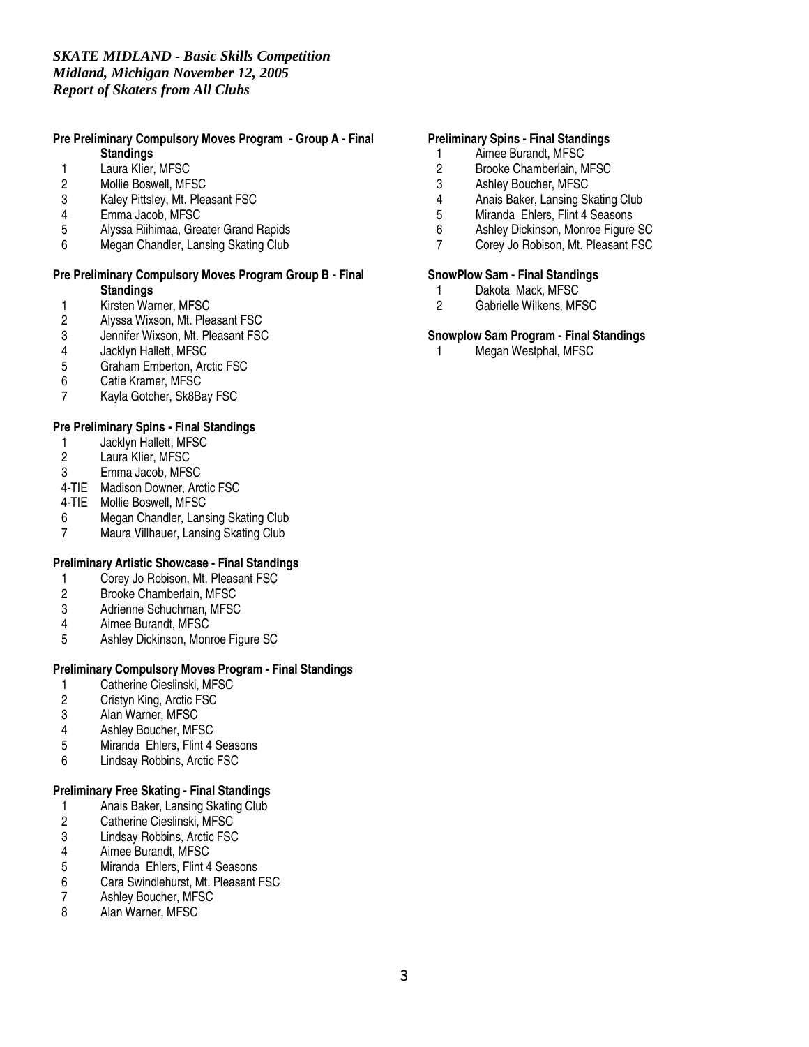*SKATE MIDLAND - Basic Skills Competition*
*Midland, Michigan November 12, 2005*
*Report of Skaters from All Clubs*

**Pre Preliminary Compulsory Moves Program - Group A - Final Standings**

1 Laura Klier, MFSC
2 Mollie Boswell, MFSC
3 Kaley Pittsley, Mt. Pleasant FSC
4 Emma Jacob, MFSC
5 Alyssa Riihimaa, Greater Grand Rapids
6 Megan Chandler, Lansing Skating Club

**Pre Preliminary Compulsory Moves Program Group B - Final Standings**

1 Kirsten Warner, MFSC
2 Alyssa Wixson, Mt. Pleasant FSC
3 Jennifer Wixson, Mt. Pleasant FSC
4 Jacklyn Hallett, MFSC
5 Graham Emberton, Arctic FSC
6 Catie Kramer, MFSC
7 Kayla Gotcher, Sk8Bay FSC

**Pre Preliminary Spins - Final Standings**

1 Jacklyn Hallett, MFSC
2 Laura Klier, MFSC
3 Emma Jacob, MFSC
4-TIE Madison Downer, Arctic FSC
4-TIE Mollie Boswell, MFSC
6 Megan Chandler, Lansing Skating Club
7 Maura Villhauer, Lansing Skating Club

**Preliminary Artistic Showcase - Final Standings**

1 Corey Jo Robison, Mt. Pleasant FSC
2 Brooke Chamberlain, MFSC
3 Adrienne Schuchman, MFSC
4 Aimee Burandt, MFSC
5 Ashley Dickinson, Monroe Figure SC

**Preliminary Compulsory Moves Program - Final Standings**

1 Catherine Cieslinski, MFSC
2 Cristyn King, Arctic FSC
3 Alan Warner, MFSC
4 Ashley Boucher, MFSC
5 Miranda Ehlers, Flint 4 Seasons
6 Lindsay Robbins, Arctic FSC

**Preliminary Free Skating - Final Standings**

1 Anais Baker, Lansing Skating Club
2 Catherine Cieslinski, MFSC
3 Lindsay Robbins, Arctic FSC
4 Aimee Burandt, MFSC
5 Miranda Ehlers, Flint 4 Seasons
6 Cara Swindlehurst, Mt. Pleasant FSC
7 Ashley Boucher, MFSC
8 Alan Warner, MFSC

**Preliminary Spins - Final Standings**

1 Aimee Burandt, MFSC
2 Brooke Chamberlain, MFSC
3 Ashley Boucher, MFSC
4 Anais Baker, Lansing Skating Club
5 Miranda Ehlers, Flint 4 Seasons
6 Ashley Dickinson, Monroe Figure SC
7 Corey Jo Robison, Mt. Pleasant FSC

**SnowPlow Sam - Final Standings**

1 Dakota Mack, MFSC
2 Gabrielle Wilkens, MFSC

**Snowplow Sam Program - Final Standings**

1 Megan Westphal, MFSC